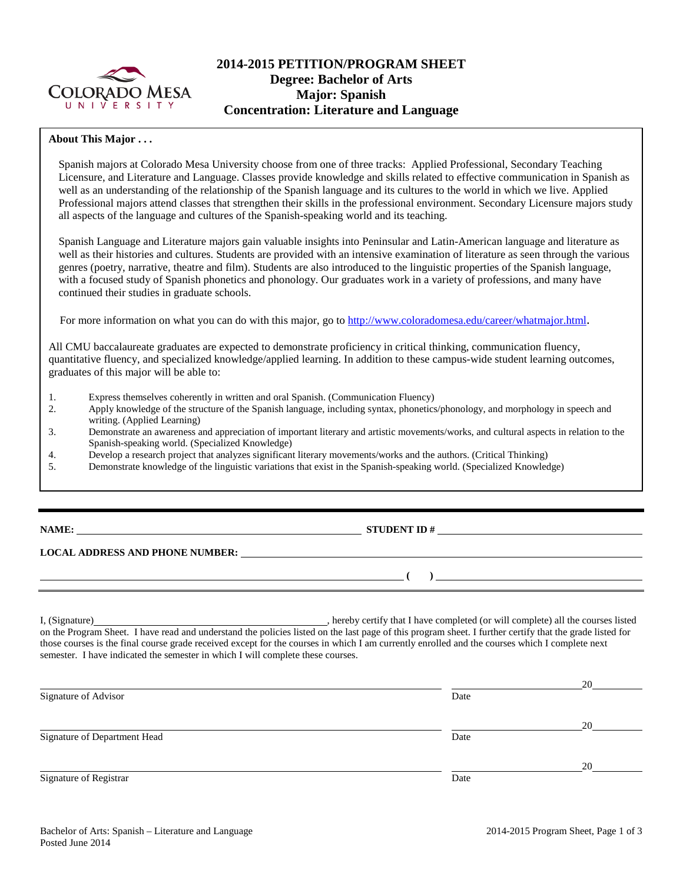# 2014-2015 PETITION/PROGRAM SHEET

## Degree: Bachelor of Arts
## Major: Spanish
## Concentration: Literature and Language

**About This Major . . .**

Spanish majors at Colorado Mesa University choose from one of three tracks: Applied Professional, Secondary Teaching Licensure, and Literature and Language. Classes provide knowledge and skills related to effective communication in Spanish as well as an understanding of the relationship of the Spanish language and its cultures to the world in which we live. Applied Professional majors attend classes that strengthen their skills in the professional environment. Secondary Licensure majors study all aspects of the language and cultures of the Spanish-speaking world and its teaching.

Spanish Language and Literature majors gain valuable insights into Peninsular and Latin-American language and literature as well as their histories and cultures. Students are provided with an intensive examination of literature as seen through the various genres (poetry, narrative, theatre and film). Students are also introduced to the linguistic properties of the Spanish language, with a focused study of Spanish phonetics and phonology. Our graduates work in a variety of professions, and many have continued their studies in graduate schools.

For more information on what you can do with this major, go to http://www.coloradomesa.edu/career/whatmajor.html.

All CMU baccalaureate graduates are expected to demonstrate proficiency in critical thinking, communication fluency, quantitative fluency, and specialized knowledge/applied learning. In addition to these campus-wide student learning outcomes, graduates of this major will be able to:

1. Express themselves coherently in written and oral Spanish. (Communication Fluency)
2. Apply knowledge of the structure of the Spanish language, including syntax, phonetics/phonology, and morphology in speech and writing. (Applied Learning)
3. Demonstrate an awareness and appreciation of important literary and artistic movements/works, and cultural aspects in relation to the Spanish-speaking world. (Specialized Knowledge)
4. Develop a research project that analyzes significant literary movements/works and the authors. (Critical Thinking)
5. Demonstrate knowledge of the linguistic variations that exist in the Spanish-speaking world. (Specialized Knowledge)

---

**NAME:** ____________________ **STUDENT ID #** ____________________

**LOCAL ADDRESS AND PHONE NUMBER:** ____________________

____________________ **( )** ____________________

I, (Signature) ____________________, hereby certify that I have completed (or will complete) all the courses listed on the Program Sheet. I have read and understand the policies listed on the last page of this program sheet. I further certify that the grade listed for those courses is the final course grade received except for the courses in which I am currently enrolled and the courses which I complete next semester. I have indicated the semester in which I will complete these courses.

____________________ ______________ 20____
Signature of Advisor Date

____________________ ______________ 20____
Signature of Department Head Date

____________________ ______________ 20____
Signature of Registrar Date

Bachelor of Arts: Spanish – Literature and Language
Posted June 2014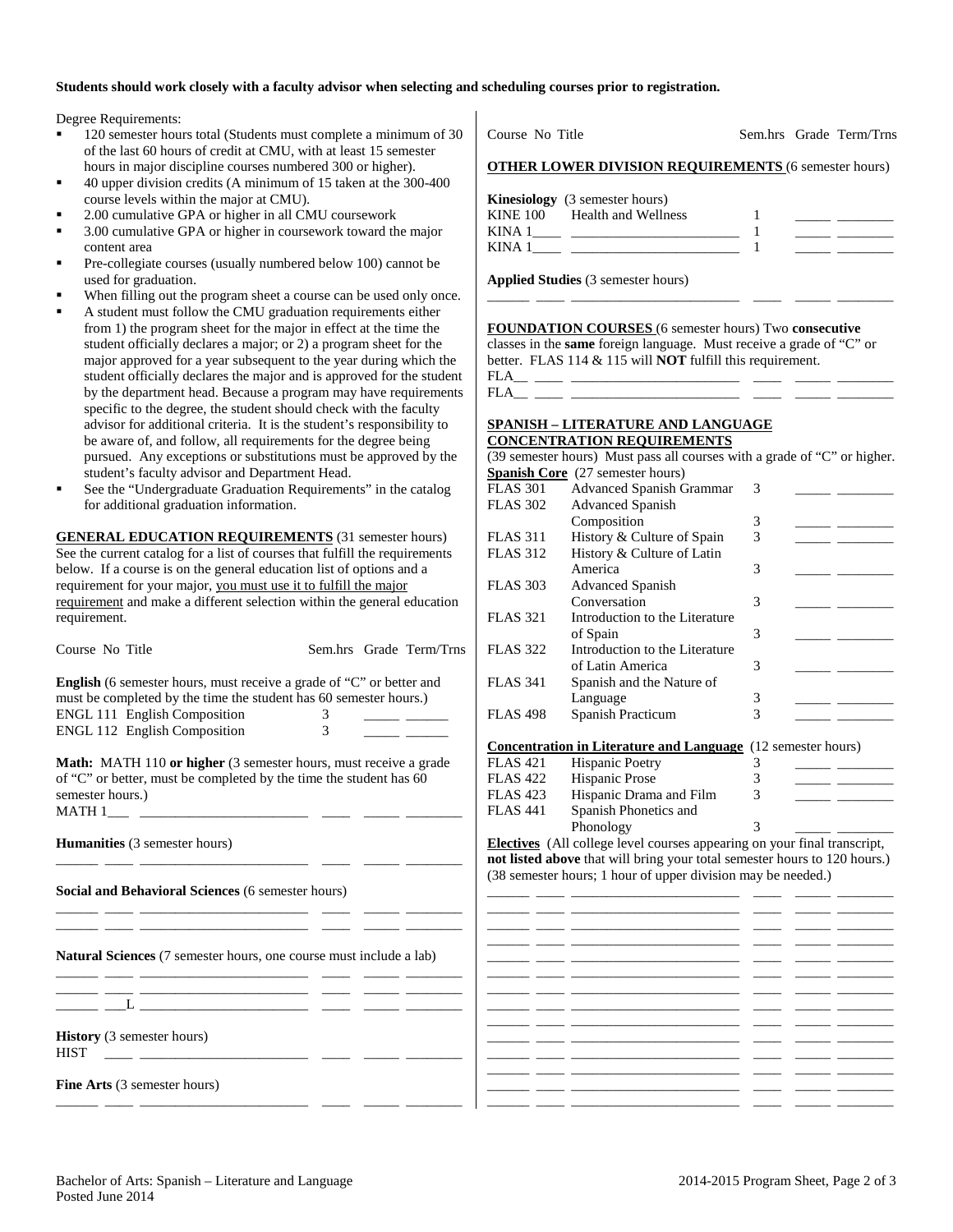**Students should work closely with a faculty advisor when selecting and scheduling courses prior to registration.**

Degree Requirements:

- 120 semester hours total (Students must complete a minimum of 30 of the last 60 hours of credit at CMU, with at least 15 semester hours in major discipline courses numbered 300 or higher).
- 40 upper division credits (A minimum of 15 taken at the 300-400 course levels within the major at CMU).
- 2.00 cumulative GPA or higher in all CMU coursework
- 3.00 cumulative GPA or higher in coursework toward the major content area
- Pre-collegiate courses (usually numbered below 100) cannot be used for graduation.
- When filling out the program sheet a course can be used only once.
- A student must follow the CMU graduation requirements either from 1) the program sheet for the major in effect at the time the student officially declares a major; or 2) a program sheet for the major approved for a year subsequent to the year during which the student officially declares the major and is approved for the student by the department head. Because a program may have requirements specific to the degree, the student should check with the faculty advisor for additional criteria. It is the student's responsibility to be aware of, and follow, all requirements for the degree being pursued. Any exceptions or substitutions must be approved by the student's faculty advisor and Department Head.
- See the "Undergraduate Graduation Requirements" in the catalog for additional graduation information.

**GENERAL EDUCATION REQUIREMENTS** (31 semester hours) See the current catalog for a list of courses that fulfill the requirements below. If a course is on the general education list of options and a requirement for your major, you must use it to fulfill the major requirement and make a different selection within the general education requirement.

| Course No | Title | Sem.hrs | Grade | Term/Trns |
|---|---|---|---|---|
| **English** (6 semester hours, must receive a grade of "C" or better and must be completed by the time the student has 60 semester hours.) | | | | |
| ENGL 111 | English Composition | 3 | | |
| ENGL 112 | English Composition | 3 | | |
| **Math:** MATH 110 **or higher** (3 semester hours, must receive a grade of "C" or better, must be completed by the time the student has 60 semester hours.) | | | | |
| MATH 1___ | | | | |
| **Humanities** (3 semester hours) | | | | |
| | | | | |
| **Social and Behavioral Sciences** (6 semester hours) | | | | |
| | | | | |
| | | | | |
| **Natural Sciences** (7 semester hours, one course must include a lab) | | | | |
| | | | | |
| | | | | |
| ___L | | | | |
| **History** (3 semester hours) | | | | |
| HIST | | | | |
| **Fine Arts** (3 semester hours) | | | | |
| | | | | |

| Course No | Title | Sem.hrs | Grade | Term/Trns |
|---|---|---|---|---|
| **OTHER LOWER DIVISION REQUIREMENTS** (6 semester hours) | | | | |
| **Kinesiology** (3 semester hours) | | | | |
| KINE 100 | Health and Wellness | 1 | | |
| KINA 1____ | | 1 | | |
| KINA 1____ | | 1 | | |
| **Applied Studies** (3 semester hours) | | | | |
| | | | | |

**FOUNDATION COURSES** (6 semester hours) Two **consecutive** classes in the **same** foreign language. Must receive a grade of "C" or better. FLAS 114 & 115 will **NOT** fulfill this requirement.

| Course No | Title | Sem.hrs | Grade | Term/Trns |
|---|---|---|---|---|
| FLA__ | | | | |
| FLA__ | | | | |

**SPANISH – LITERATURE AND LANGUAGE CONCENTRATION REQUIREMENTS**
(39 semester hours) Must pass all courses with a grade of "C" or higher.

**Spanish Core** (27 semester hours)

| Course No | Title | Sem.hrs | Grade | Term/Trns |
|---|---|---|---|---|
| FLAS 301 | Advanced Spanish Grammar | 3 | | |
| FLAS 302 | Advanced Spanish Composition | 3 | | |
| FLAS 311 | History & Culture of Spain | 3 | | |
| FLAS 312 | History & Culture of Latin America | 3 | | |
| FLAS 303 | Advanced Spanish Conversation | 3 | | |
| FLAS 321 | Introduction to the Literature of Spain | 3 | | |
| FLAS 322 | Introduction to the Literature of Latin America | 3 | | |
| FLAS 341 | Spanish and the Nature of Language | 3 | | |
| FLAS 498 | Spanish Practicum | 3 | | |

**Concentration in Literature and Language** (12 semester hours)

| Course No | Title | Sem.hrs | Grade | Term/Trns |
|---|---|---|---|---|
| FLAS 421 | Hispanic Poetry | 3 | | |
| FLAS 422 | Hispanic Prose | 3 | | |
| FLAS 423 | Hispanic Drama and Film | 3 | | |
| FLAS 441 | Spanish Phonetics and Phonology | 3 | | |

**Electives** (All college level courses appearing on your final transcript, **not listed above** that will bring your total semester hours to 120 hours.) (38 semester hours; 1 hour of upper division may be needed.)

| Course No | Title | Sem.hrs | Grade | Term/Trns |
|---|---|---|---|---|
| | | | | |
| | | | | |
| | | | | |
| | | | | |
| | | | | |
| | | | | |
| | | | | |
| | | | | |
| | | | | |
| | | | | |
| | | | | |
| | | | | |
| | | | | |

Bachelor of Arts: Spanish – Literature and Language
Posted June 2014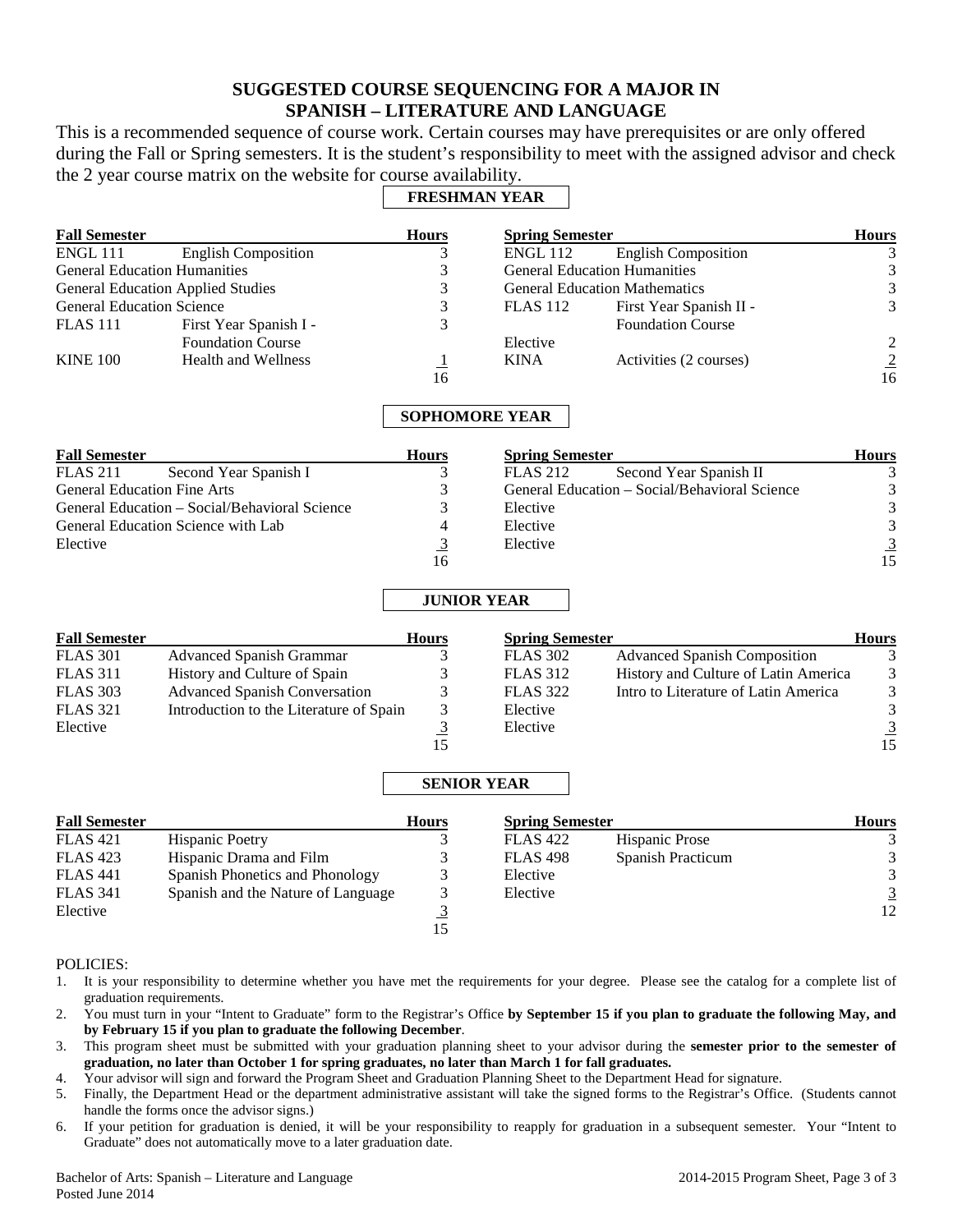# SUGGESTED COURSE SEQUENCING FOR A MAJOR IN SPANISH – LITERATURE AND LANGUAGE

This is a recommended sequence of course work. Certain courses may have prerequisites or are only offered during the Fall or Spring semesters. It is the student's responsibility to meet with the assigned advisor and check the 2 year course matrix on the website for course availability.

## FRESHMAN YEAR

| Fall Semester | | Hours | Spring Semester | | Hours |
|---|---|---|---|---|---|
| ENGL 111 | English Composition | 3 | ENGL 112 | English Composition | 3 |
| General Education Humanities | | 3 | General Education Humanities | | 3 |
| General Education Applied Studies | | 3 | General Education Mathematics | | 3 |
| General Education Science | | 3 | FLAS 112 | First Year Spanish II - Foundation Course | 3 |
| FLAS 111 | First Year Spanish I - Foundation Course | 3 | Elective | | 2 |
| KINE 100 | Health and Wellness | 1 | KINA | Activities (2 courses) | 2 |
| | | 16 | | | 16 |

## SOPHOMORE YEAR

| Fall Semester | | Hours | Spring Semester | | Hours |
|---|---|---|---|---|---|
| FLAS 211 | Second Year Spanish I | 3 | FLAS 212 | Second Year Spanish II | 3 |
| General Education Fine Arts | | 3 | General Education – Social/Behavioral Science | | 3 |
| General Education – Social/Behavioral Science | | 3 | Elective | | 3 |
| General Education Science with Lab | | 4 | Elective | | 3 |
| Elective | | 3 | Elective | | 3 |
| | | 16 | | | 15 |

## JUNIOR YEAR

| Fall Semester | | Hours | Spring Semester | | Hours |
|---|---|---|---|---|---|
| FLAS 301 | Advanced Spanish Grammar | 3 | FLAS 302 | Advanced Spanish Composition | 3 |
| FLAS 311 | History and Culture of Spain | 3 | FLAS 312 | History and Culture of Latin America | 3 |
| FLAS 303 | Advanced Spanish Conversation | 3 | FLAS 322 | Intro to Literature of Latin America | 3 |
| FLAS 321 | Introduction to the Literature of Spain | 3 | Elective | | 3 |
| Elective | | 3 | Elective | | 3 |
| | | 15 | | | 15 |

## SENIOR YEAR

| Fall Semester | | Hours | Spring Semester | | Hours |
|---|---|---|---|---|---|
| FLAS 421 | Hispanic Poetry | 3 | FLAS 422 | Hispanic Prose | 3 |
| FLAS 423 | Hispanic Drama and Film | 3 | FLAS 498 | Spanish Practicum | 3 |
| FLAS 441 | Spanish Phonetics and Phonology | 3 | Elective | | 3 |
| FLAS 341 | Spanish and the Nature of Language | 3 | Elective | | 3 |
| Elective | | 3 | | | 12 |
| | | 15 | | | |

POLICIES:

1. It is your responsibility to determine whether you have met the requirements for your degree. Please see the catalog for a complete list of graduation requirements.
2. You must turn in your "Intent to Graduate" form to the Registrar's Office **by September 15 if you plan to graduate the following May, and by February 15 if you plan to graduate the following December**.
3. This program sheet must be submitted with your graduation planning sheet to your advisor during the **semester prior to the semester of graduation, no later than October 1 for spring graduates, no later than March 1 for fall graduates.**
4. Your advisor will sign and forward the Program Sheet and Graduation Planning Sheet to the Department Head for signature.
5. Finally, the Department Head or the department administrative assistant will take the signed forms to the Registrar's Office. (Students cannot handle the forms once the advisor signs.)
6. If your petition for graduation is denied, it will be your responsibility to reapply for graduation in a subsequent semester. Your "Intent to Graduate" does not automatically move to a later graduation date.

Bachelor of Arts: Spanish – Literature and Language
Posted June 2014